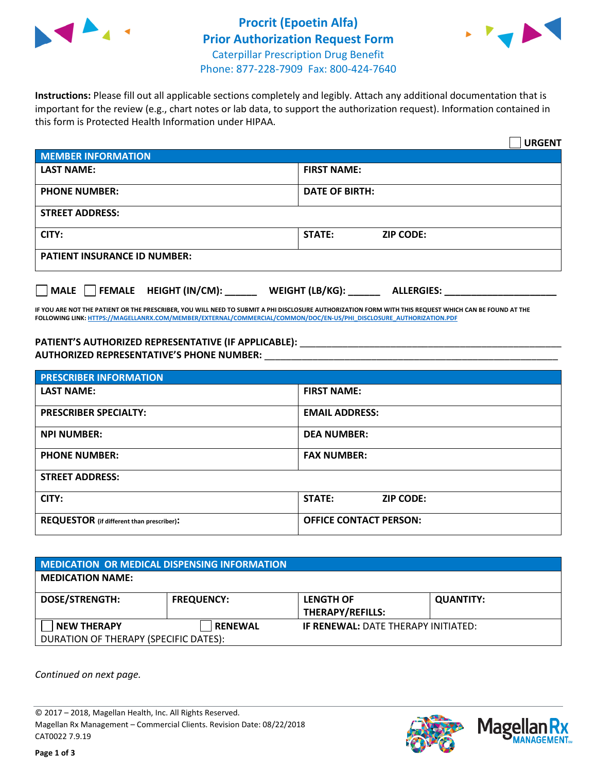# Procrit (Epoetin Alfa)
# Prior Authorization Request Form

Caterpillar Prescription Drug Benefit
Phone: 877-228-7909 Fax: 800-424-7640

**Instructions:** Please fill out all applicable sections completely and legibly. Attach any additional documentation that is important for the review (e.g., chart notes or lab data, to support the authorization request). Information contained in this form is Protected Health Information under HIPAA.

☐ **URGENT**

| **MEMBER INFORMATION** | |
|---|---|
| **LAST NAME:** | **FIRST NAME:** |
| **PHONE NUMBER:** | **DATE OF BIRTH:** |
| **STREET ADDRESS:** | |
| **CITY:** | **STATE:** **ZIP CODE:** |
| **PATIENT INSURANCE ID NUMBER:** | |

☐ **MALE** ☐ **FEMALE** **HEIGHT (IN/CM):** ______ **WEIGHT (LB/KG):** ______ **ALLERGIES:** ____________________

**IF YOU ARE NOT THE PATIENT OR THE PRESCRIBER, YOU WILL NEED TO SUBMIT A PHI DISCLOSURE AUTHORIZATION FORM WITH THIS REQUEST WHICH CAN BE FOUND AT THE FOLLOWING LINK: HTTPS://MAGELLANRX.COM/MEMBER/EXTERNAL/COMMERCIAL/COMMON/DOC/EN-US/PHI_DISCLOSURE_AUTHORIZATION.PDF**

**PATIENT'S AUTHORIZED REPRESENTATIVE (IF APPLICABLE):** ____________________________________________
**AUTHORIZED REPRESENTATIVE'S PHONE NUMBER:** ____________________________________________

| **PRESCRIBER INFORMATION** | |
|---|---|
| **LAST NAME:** | **FIRST NAME:** |
| **PRESCRIBER SPECIALTY:** | **EMAIL ADDRESS:** |
| **NPI NUMBER:** | **DEA NUMBER:** |
| **PHONE NUMBER:** | **FAX NUMBER:** |
| **STREET ADDRESS:** | |
| **CITY:** | **STATE:** **ZIP CODE:** |
| **REQUESTOR** (if different than prescriber)**:** | **OFFICE CONTACT PERSON:** |

| **MEDICATION OR MEDICAL DISPENSING INFORMATION** | | | |
|---|---|---|---|
| **MEDICATION NAME:** | | | |
| **DOSE/STRENGTH:** | **FREQUENCY:** | **LENGTH OF THERAPY/REFILLS:** | **QUANTITY:** |
| ☐ **NEW THERAPY** | ☐ **RENEWAL** | **IF RENEWAL:** DATE THERAPY INITIATED: | |
| DURATION OF THERAPY (SPECIFIC DATES): | | | |

*Continued on next page.*

© 2017 – 2018, Magellan Health, Inc. All Rights Reserved.
Magellan Rx Management – Commercial Clients. Revision Date: 08/22/2018
CAT0022 7.9.19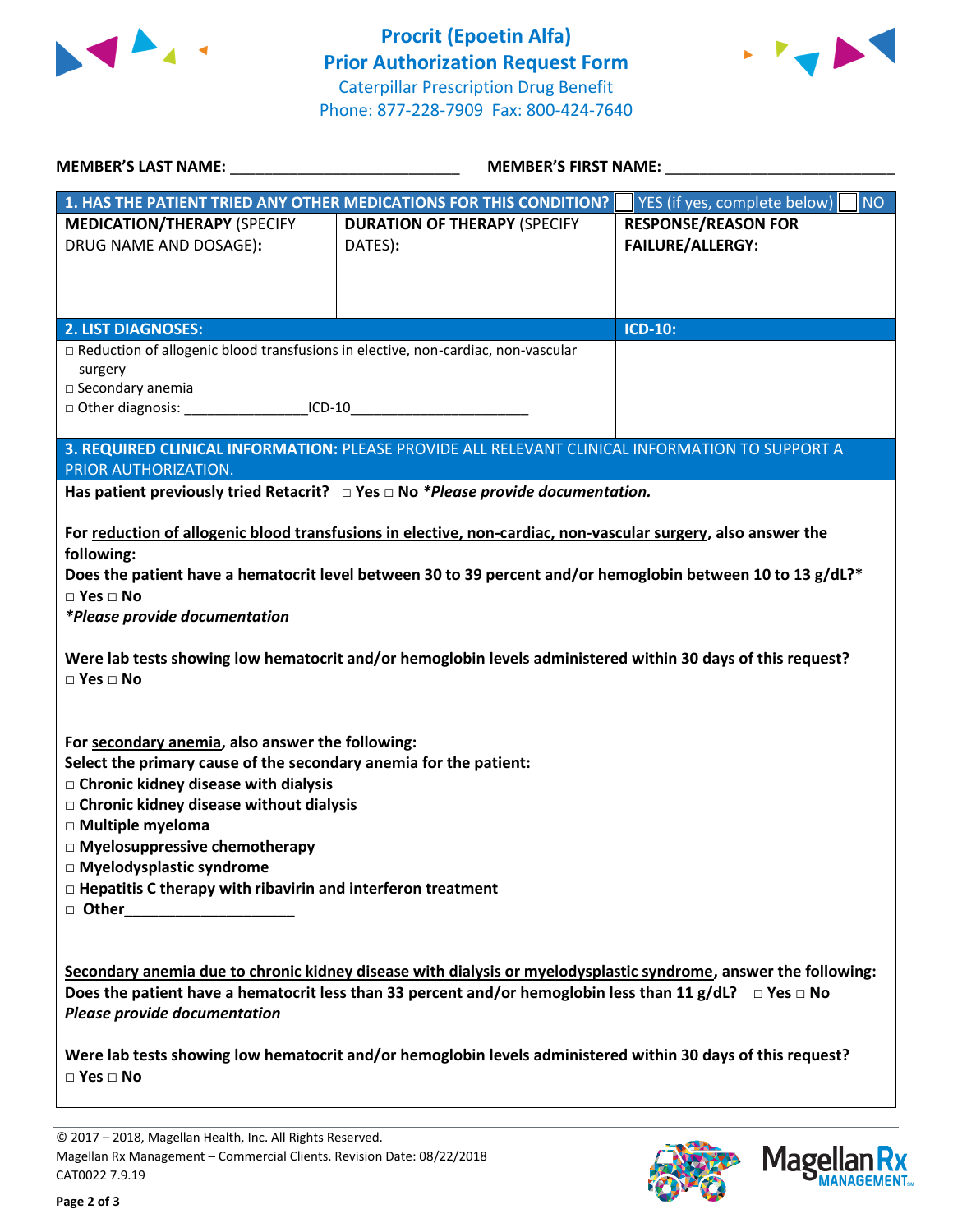# Procrit (Epoetin Alfa)
# Prior Authorization Request Form

Caterpillar Prescription Drug Benefit
Phone: 877-228-7909 Fax: 800-424-7640

**MEMBER'S LAST NAME:** ___________________________ **MEMBER'S FIRST NAME:** ___________________________

| **1. HAS THE PATIENT TRIED ANY OTHER MEDICATIONS FOR THIS CONDITION?** | ☐ YES (if yes, complete below) | ☐ NO |
|---|---|---|
| **MEDICATION/THERAPY** (SPECIFY DRUG NAME AND DOSAGE): | **DURATION OF THERAPY** (SPECIFY DATES): | **RESPONSE/REASON FOR FAILURE/ALLERGY:** |
| | | |

| **2. LIST DIAGNOSES:** | **ICD-10:** |
|---|---|
| □ Reduction of allogenic blood transfusions in elective, non-cardiac, non-vascular surgery<br>□ Secondary anemia<br>□ Other diagnosis: ________________ICD-10________________________ | |

**3. REQUIRED CLINICAL INFORMATION:** PLEASE PROVIDE ALL RELEVANT CLINICAL INFORMATION TO SUPPORT A PRIOR AUTHORIZATION.

**Has patient previously tried Retacrit? □ Yes □ No** ***Please provide documentation.***

**For reduction of allogenic blood transfusions in elective, non-cardiac, non-vascular surgery, also answer the following:**
**Does the patient have a hematocrit level between 30 to 39 percent and/or hemoglobin between 10 to 13 g/dL?***
**□ Yes □ No**
***Please provide documentation***

**Were lab tests showing low hematocrit and/or hemoglobin levels administered within 30 days of this request?**
**□ Yes □ No**

**For secondary anemia, also answer the following:**
**Select the primary cause of the secondary anemia for the patient:**
- **□ Chronic kidney disease with dialysis**
- **□ Chronic kidney disease without dialysis**
- **□ Multiple myeloma**
- **□ Myelosuppressive chemotherapy**
- **□ Myelodysplastic syndrome**
- **□ Hepatitis C therapy with ribavirin and interferon treatment**
- **□ Other____________________**

**Secondary anemia due to chronic kidney disease with dialysis or myelodysplastic syndrome, answer the following:**
**Does the patient have a hematocrit less than 33 percent and/or hemoglobin less than 11 g/dL? □ Yes □ No**
***Please provide documentation***

**Were lab tests showing low hematocrit and/or hemoglobin levels administered within 30 days of this request?**
**□ Yes □ No**

© 2017 – 2018, Magellan Health, Inc. All Rights Reserved.
Magellan Rx Management – Commercial Clients. Revision Date: 08/22/2018
CAT0022 7.9.19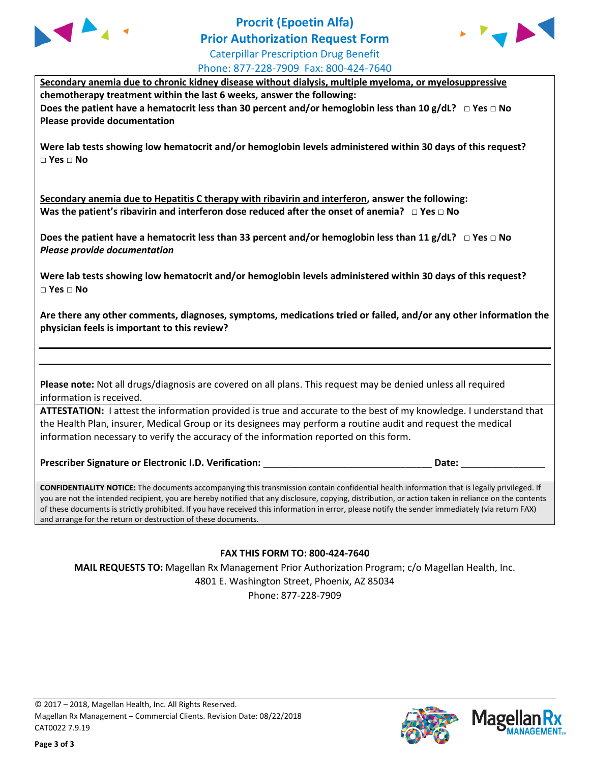# Procrit (Epoetin Alfa)
## Prior Authorization Request Form

Caterpillar Prescription Drug Benefit
Phone: 877-228-7909 Fax: 800-424-7640

**<u>Secondary anemia due to chronic kidney disease without dialysis, multiple myeloma, or myelosuppressive chemotherapy treatment within the last 6 weeks,</u> answer the following:**

**Does the patient have a hematocrit less than 30 percent and/or hemoglobin less than 10 g/dL? □ Yes □ No**
**Please provide documentation**

**Were lab tests showing low hematocrit and/or hemoglobin levels administered within 30 days of this request? □ Yes □ No**

**<u>Secondary anemia due to Hepatitis C therapy with ribavirin and interferon</u>, answer the following:**
**Was the patient's ribavirin and interferon dose reduced after the onset of anemia? □ Yes □ No**

**Does the patient have a hematocrit less than 33 percent and/or hemoglobin less than 11 g/dL? □ Yes □ No**
***Please provide documentation***

**Were lab tests showing low hematocrit and/or hemoglobin levels administered within 30 days of this request? □ Yes □ No**

**Are there any other comments, diagnoses, symptoms, medications tried or failed, and/or any other information the physician feels is important to this review?**

______________________________________________

______________________________________________

**Please note:** Not all drugs/diagnosis are covered on all plans. This request may be denied unless all required information is received.

**ATTESTATION:** I attest the information provided is true and accurate to the best of my knowledge. I understand that the Health Plan, insurer, Medical Group or its designees may perform a routine audit and request the medical information necessary to verify the accuracy of the information reported on this form.

**Prescriber Signature or Electronic I.D. Verification:** ________________________________ **Date:** ________________

**CONFIDENTIALITY NOTICE:** The documents accompanying this transmission contain confidential health information that is legally privileged. If you are not the intended recipient, you are hereby notified that any disclosure, copying, distribution, or action taken in reliance on the contents of these documents is strictly prohibited. If you have received this information in error, please notify the sender immediately (via return FAX) and arrange for the return or destruction of these documents.

**FAX THIS FORM TO: 800-424-7640**

**MAIL REQUESTS TO:** Magellan Rx Management Prior Authorization Program; c/o Magellan Health, Inc.
4801 E. Washington Street, Phoenix, AZ 85034
Phone: 877-228-7909

© 2017 – 2018, Magellan Health, Inc. All Rights Reserved.
Magellan Rx Management – Commercial Clients. Revision Date: 08/22/2018
CAT0022 7.9.19